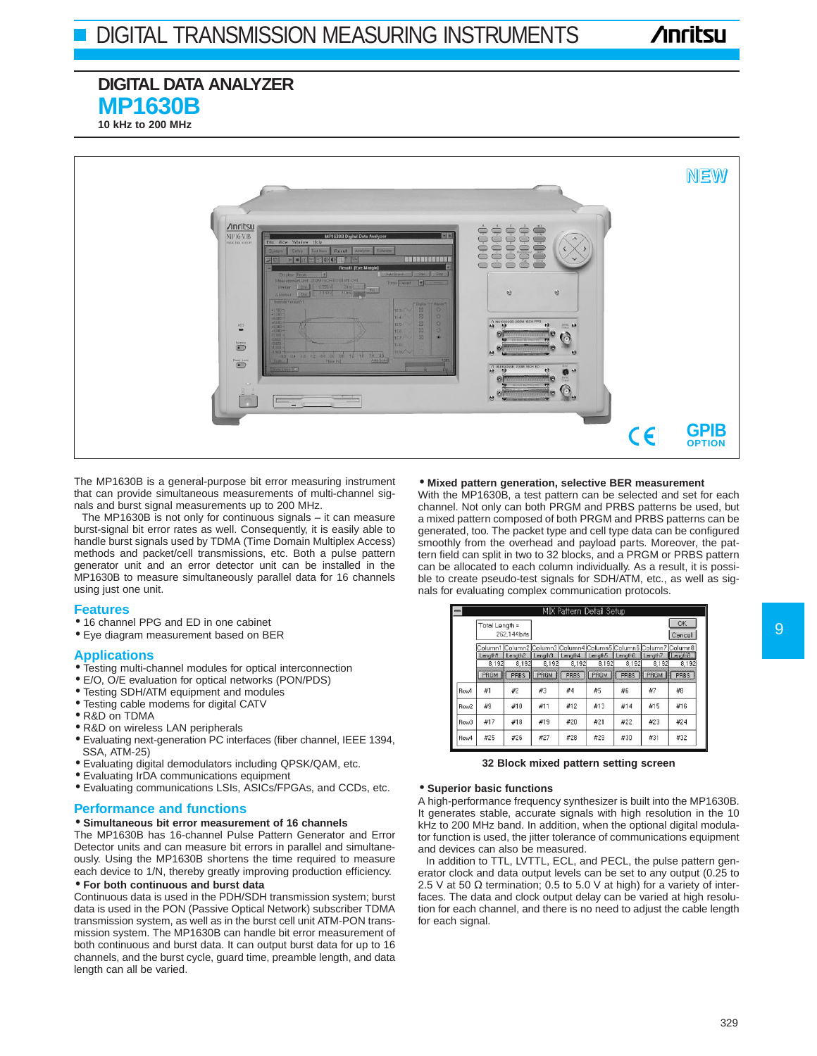# DIGITAL DATA ANALYZER

## MP1630B

**10 kHz to 200 MHz**

The MP1630B is a general-purpose bit error measuring instrument that can provide simultaneous measurements of multi-channel signals and burst signal measurements up to 200 MHz.

The MP1630B is not only for continuous signals – it can measure burst-signal bit error rates as well. Consequently, it is easily able to handle burst signals used by TDMA (Time Domain Multiplex Access) methods and packet/cell transmissions, etc. Both a pulse pattern generator unit and an error detector unit can be installed in the MP1630B to measure simultaneously parallel data for 16 channels using just one unit.

## Features

- 16 channel PPG and ED in one cabinet
- Eye diagram measurement based on BER

## Applications

- Testing multi-channel modules for optical interconnection
- E/O, O/E evaluation for optical networks (PON/PDS)
- Testing SDH/ATM equipment and modules
- Testing cable modems for digital CATV
- R&D on TDMA
- R&D on wireless LAN peripherals
- Evaluating next-generation PC interfaces (fiber channel, IEEE 1394, SSA, ATM-25)
- Evaluating digital demodulators including QPSK/QAM, etc.
- Evaluating IrDA communications equipment
- Evaluating communications LSIs, ASICs/FPGAs, and CCDs, etc.

## Performance and functions

**• Simultaneous bit error measurement of 16 channels**

The MP1630B has 16-channel Pulse Pattern Generator and Error Detector units and can measure bit errors in parallel and simultaneously. Using the MP1630B shortens the time required to measure each device to 1/N, thereby greatly improving production efficiency.

**• For both continuous and burst data**

Continuous data is used in the PDH/SDH transmission system; burst data is used in the PON (Passive Optical Network) subscriber TDMA transmission system, as well as in the burst cell unit ATM-PON transmission system. The MP1630B can handle bit error measurement of both continuous and burst data. It can output burst data for up to 16 channels, and the burst cycle, guard time, preamble length, and data length can all be varied.

**• Mixed pattern generation, selective BER measurement**

With the MP1630B, a test pattern can be selected and set for each channel. Not only can both PRGM and PRBS patterns be used, but a mixed pattern composed of both PRGM and PRBS patterns can be generated, too. The packet type and cell type data can be configured smoothly from the overhead and payload parts. Moreover, the pattern field can split in two to 32 blocks, and a PRGM or PRBS pattern can be allocated to each column individually. As a result, it is possible to create pseudo-test signals for SDH/ATM, etc., as well as signals for evaluating complex communication protocols.

MIX Pattern Detail Setup

Total Length = 262,144bits

| | Column1 | Column2 | Column3 | Column4 | Column5 | Column6 | Column7 | Column8 |
|---|---|---|---|---|---|---|---|---|
| | Length1 | Length2 | Length3 | Length4 | Length5 | Length6 | Length7 | Length8 |
| | 8,192 | 8,192 | 8,192 | 8,192 | 8,192 | 8,192 | 8,192 | 8,192 |
| | PRGM | PRBS | PRGM | PRBS | PRGM | PRBS | PRGM | PRBS |
| Row1 | #1 | #2 | #3 | #4 | #5 | #6 | #7 | #8 |
| Row2 | #9 | #10 | #11 | #12 | #13 | #14 | #15 | #16 |
| Row3 | #17 | #18 | #19 | #20 | #21 | #22 | #23 | #24 |
| Row4 | #25 | #26 | #27 | #28 | #29 | #30 | #31 | #32 |

**32 Block mixed pattern setting screen**

**• Superior basic functions**

A high-performance frequency synthesizer is built into the MP1630B. It generates stable, accurate signals with high resolution in the 10 kHz to 200 MHz band. In addition, when the optional digital modulator function is used, the jitter tolerance of communications equipment and devices can also be measured.

In addition to TTL, LVTTL, ECL, and PECL, the pulse pattern generator clock and data output levels can be set to any output (0.25 to 2.5 V at 50 Ω termination; 0.5 to 5.0 V at high) for a variety of interfaces. The data and clock output delay can be varied at high resolution for each channel, and there is no need to adjust the cable length for each signal.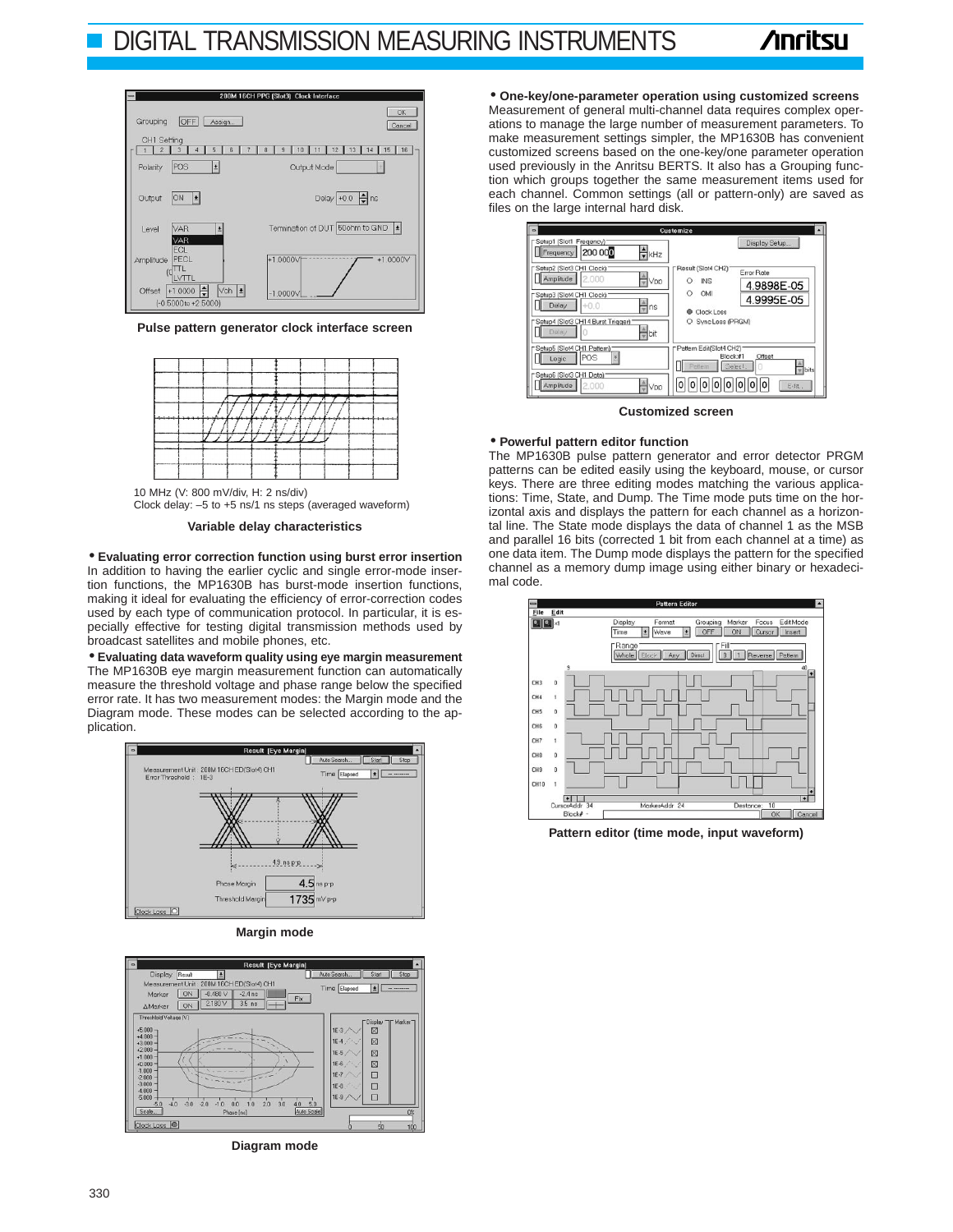Pulse pattern generator clock interface screen

10 MHz (V: 800 mV/div, H: 2 ns/div)
Clock delay: –5 to +5 ns/1 ns steps (averaged waveform)

**Variable delay characteristics**

**• Evaluating error correction function using burst error insertion**
In addition to having the earlier cyclic and single error-mode insertion functions, the MP1630B has burst-mode insertion functions, making it ideal for evaluating the efficiency of error-correction codes used by each type of communication protocol. In particular, it is especially effective for testing digital transmission methods used by broadcast satellites and mobile phones, etc.

**• Evaluating data waveform quality using eye margin measurement**
The MP1630B eye margin measurement function can automatically measure the threshold voltage and phase range below the specified error rate. It has two measurement modes: the Margin mode and the Diagram mode. These modes can be selected according to the application.

**Margin mode**

**Diagram mode**

**• One-key/one-parameter operation using customized screens**
Measurement of general multi-channel data requires complex operations to manage the large number of measurement parameters. To make measurement settings simpler, the MP1630B has convenient customized screens based on the one-key/one parameter operation used previously in the Anritsu BERTS. It also has a Grouping function which groups together the same measurement items used for each channel. Common settings (all or pattern-only) are saved as files on the large internal hard disk.

**Customized screen**

**• Powerful pattern editor function**
The MP1630B pulse pattern generator and error detector PRGM patterns can be edited easily using the keyboard, mouse, or cursor keys. There are three editing modes matching the various applications: Time, State, and Dump. The Time mode puts time on the horizontal axis and displays the pattern for each channel as a horizontal line. The State mode displays the data of channel 1 as the MSB and parallel 16 bits (corrected 1 bit from each channel at a time) as one data item. The Dump mode displays the pattern for the specified channel as a memory dump image using either binary or hexadecimal code.

**Pattern editor (time mode, input waveform)**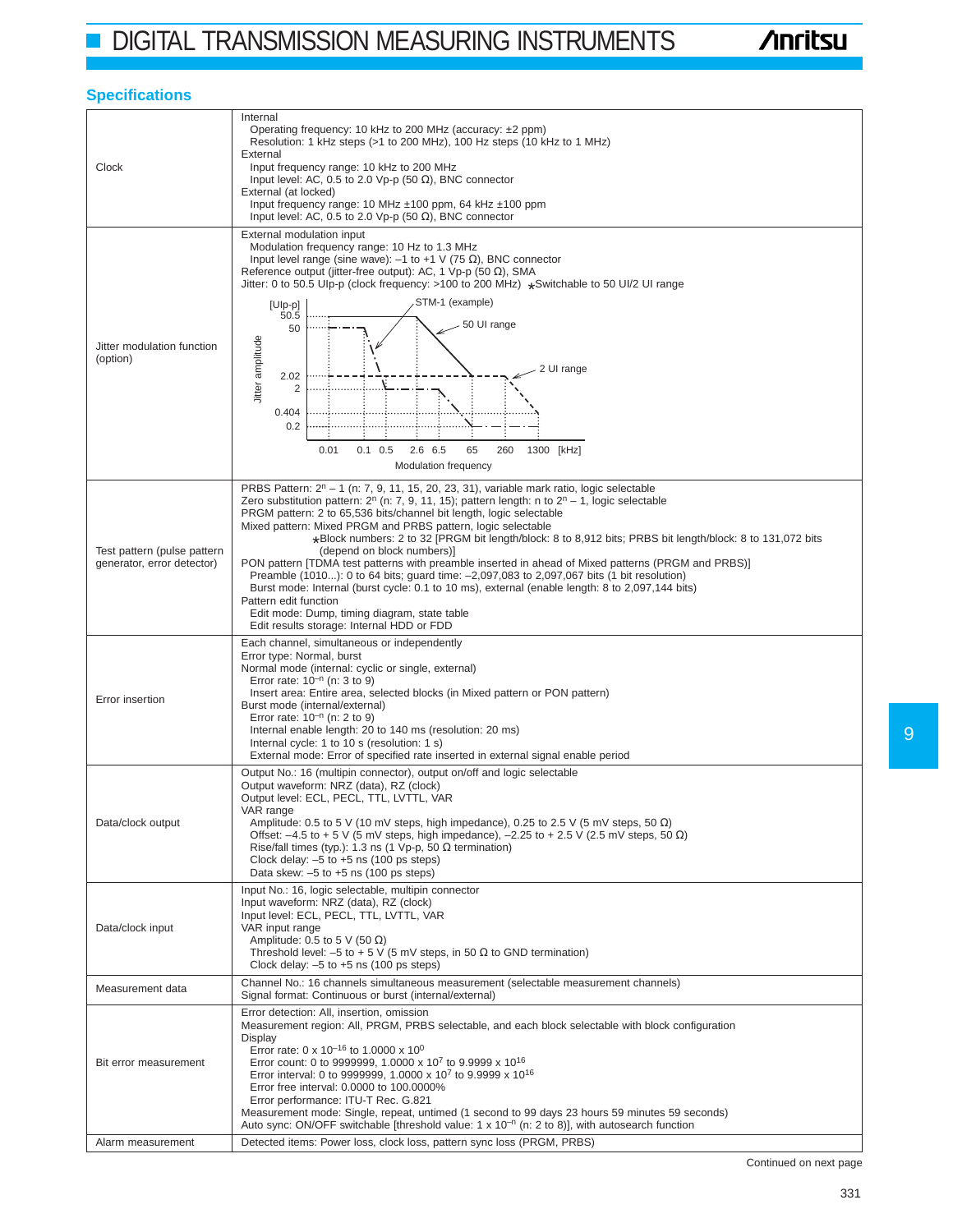## Specifications

| | |
|---|---|
| Clock | Internal<br>Operating frequency: 10 kHz to 200 MHz (accuracy: ±2 ppm)<br>Resolution: 1 kHz steps (>1 to 200 MHz), 100 Hz steps (10 kHz to 1 MHz)<br>External<br>Input frequency range: 10 kHz to 200 MHz<br>Input level: AC, 0.5 to 2.0 Vp-p (50 Ω), BNC connector<br>External (at locked)<br>Input frequency range: 10 MHz ±100 ppm, 64 kHz ±100 ppm<br>Input level: AC, 0.5 to 2.0 Vp-p (50 Ω), BNC connector |
| Jitter modulation function (option) | External modulation input<br>Modulation frequency range: 10 Hz to 1.3 MHz<br>Input level range (sine wave): –1 to +1 V (75 Ω), BNC connector<br>Reference output (jitter-free output): AC, 1 Vp-p (50 Ω), SMA<br>Jitter: 0 to 50.5 UIp-p (clock frequency: >100 to 200 MHz) *Switchable to 50 UI/2 UI range<br>[Graph: Jitter amplitude [UIp-p] (50.5, 50, 2.02, 2, 0.404, 0.2) vs. Modulation frequency (0.01, 0.1, 0.5, 2.6, 6.5, 65, 260, 1300 [kHz]); curves: STM-1 (example), 50 UI range, 2 UI range] |
| Test pattern (pulse pattern generator, error detector) | PRBS Pattern: $2^n - 1$ (n: 7, 9, 11, 15, 20, 23, 31), variable mark ratio, logic selectable<br>Zero substitution pattern: $2^n$ (n: 7, 9, 11, 15); pattern length: n to $2^n - 1$, logic selectable<br>PRGM pattern: 2 to 65,536 bits/channel bit length, logic selectable<br>Mixed pattern: Mixed PRGM and PRBS pattern, logic selectable<br>*Block numbers: 2 to 32 [PRGM bit length/block: 8 to 8,912 bits; PRBS bit length/block: 8 to 131,072 bits (depend on block numbers)]<br>PON pattern [TDMA test patterns with preamble inserted in ahead of Mixed patterns (PRGM and PRBS)]<br>Preamble (1010...): 0 to 64 bits; guard time: –2,097,083 to 2,097,067 bits (1 bit resolution)<br>Burst mode: Internal (burst cycle: 0.1 to 10 ms), external (enable length: 8 to 2,097,144 bits)<br>Pattern edit function<br>Edit mode: Dump, timing diagram, state table<br>Edit results storage: Internal HDD or FDD |
| Error insertion | Each channel, simultaneous or independently<br>Error type: Normal, burst<br>Normal mode (internal: cyclic or single, external)<br>Error rate: $10^{-n}$ (n: 3 to 9)<br>Insert area: Entire area, selected blocks (in Mixed pattern or PON pattern)<br>Burst mode (internal/external)<br>Error rate: $10^{-n}$ (n: 2 to 9)<br>Internal enable length: 20 to 140 ms (resolution: 20 ms)<br>Internal cycle: 1 to 10 s (resolution: 1 s)<br>External mode: Error of specified rate inserted in external signal enable period |
| Data/clock output | Output No.: 16 (multipin connector), output on/off and logic selectable<br>Output waveform: NRZ (data), RZ (clock)<br>Output level: ECL, PECL, TTL, LVTTL, VAR<br>VAR range<br>Amplitude: 0.5 to 5 V (10 mV steps, high impedance), 0.25 to 2.5 V (5 mV steps, 50 Ω)<br>Offset: –4.5 to + 5 V (5 mV steps, high impedance), –2.25 to + 2.5 V (2.5 mV steps, 50 Ω)<br>Rise/fall times (typ.): 1.3 ns (1 Vp-p, 50 Ω termination)<br>Clock delay: –5 to +5 ns (100 ps steps)<br>Data skew: –5 to +5 ns (100 ps steps) |
| Data/clock input | Input No.: 16, logic selectable, multipin connector<br>Input waveform: NRZ (data), RZ (clock)<br>Input level: ECL, PECL, TTL, LVTTL, VAR<br>VAR input range<br>Amplitude: 0.5 to 5 V (50 Ω)<br>Threshold level: –5 to + 5 V (5 mV steps, in 50 Ω to GND termination)<br>Clock delay: –5 to +5 ns (100 ps steps) |
| Measurement data | Channel No.: 16 channels simultaneous measurement (selectable measurement channels)<br>Signal format: Continuous or burst (internal/external) |
| Bit error measurement | Error detection: All, insertion, omission<br>Measurement region: All, PRGM, PRBS selectable, and each block selectable with block configuration<br>Display<br>Error rate: $0 \times 10^{-16}$ to $1.0000 \times 10^{0}$<br>Error count: 0 to 9999999, $1.0000 \times 10^{7}$ to $9.9999 \times 10^{16}$<br>Error interval: 0 to 9999999, $1.0000 \times 10^{7}$ to $9.9999 \times 10^{16}$<br>Error free interval: 0.0000 to 100.0000%<br>Error performance: ITU-T Rec. G.821<br>Measurement mode: Single, repeat, untimed (1 second to 99 days 23 hours 59 minutes 59 seconds)<br>Auto sync: ON/OFF switchable [threshold value: $1 \times 10^{-n}$ (n: 2 to 8)], with autosearch function |
| Alarm measurement | Detected items: Power loss, clock loss, pattern sync loss (PRGM, PRBS) |

Continued on next page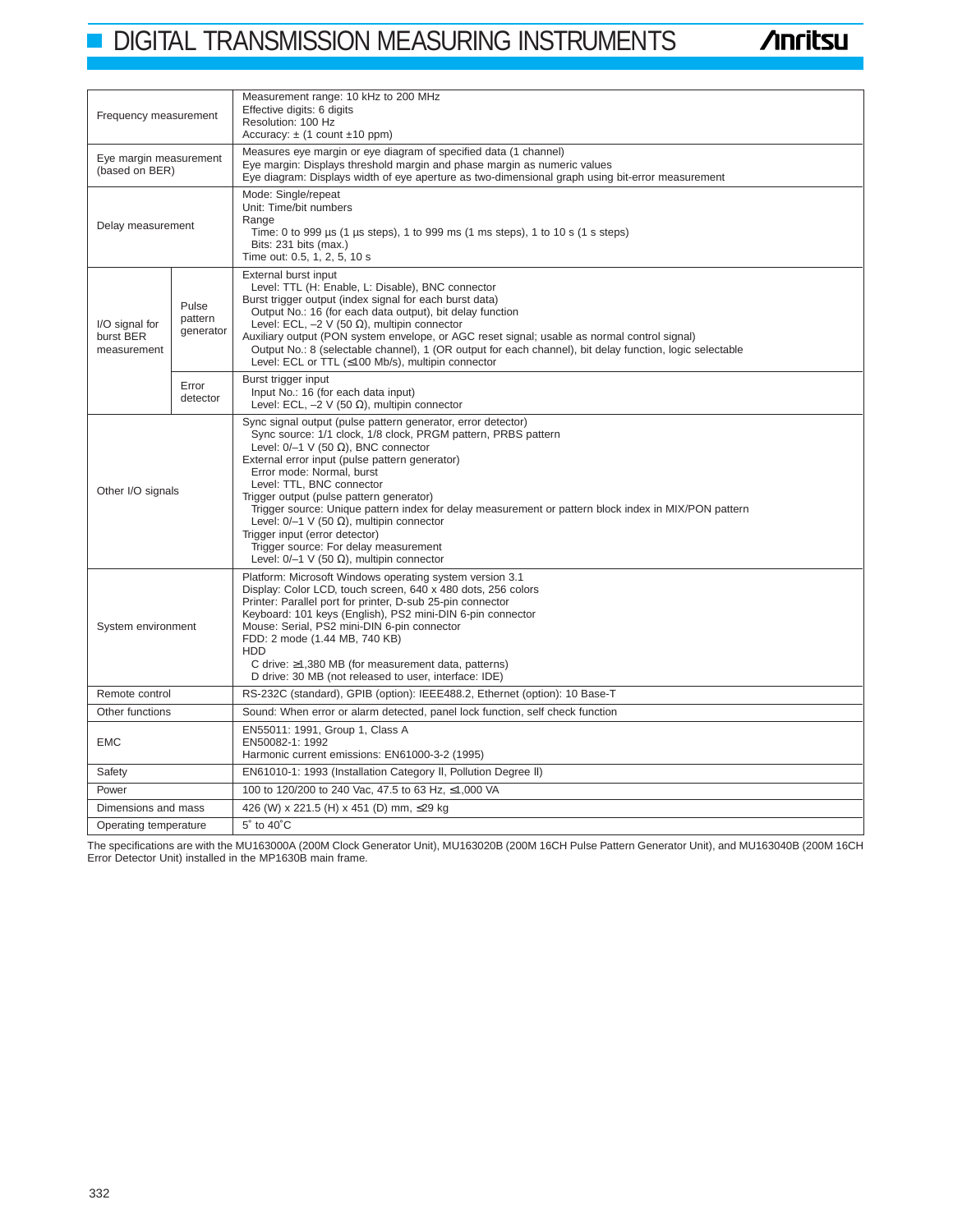| | | |
|---|---|---|
| Frequency measurement | | Measurement range: 10 kHz to 200 MHz<br>Effective digits: 6 digits<br>Resolution: 100 Hz<br>Accuracy: ± (1 count ±10 ppm) |
| Eye margin measurement (based on BER) | | Measures eye margin or eye diagram of specified data (1 channel)<br>Eye margin: Displays threshold margin and phase margin as numeric values<br>Eye diagram: Displays width of eye aperture as two-dimensional graph using bit-error measurement |
| Delay measurement | | Mode: Single/repeat<br>Unit: Time/bit numbers<br>Range<br>Time: 0 to 999 µs (1 µs steps), 1 to 999 ms (1 ms steps), 1 to 10 s (1 s steps)<br>Bits: 231 bits (max.)<br>Time out: 0.5, 1, 2, 5, 10 s |
| I/O signal for burst BER measurement | Pulse pattern generator | External burst input<br>Level: TTL (H: Enable, L: Disable), BNC connector<br>Burst trigger output (index signal for each burst data)<br>Output No.: 16 (for each data output), bit delay function<br>Level: ECL, –2 V (50 Ω), multipin connector<br>Auxiliary output (PON system envelope, or AGC reset signal; usable as normal control signal)<br>Output No.: 8 (selectable channel), 1 (OR output for each channel), bit delay function, logic selectable<br>Level: ECL or TTL (≤100 Mb/s), multipin connector |
| | Error detector | Burst trigger input<br>Input No.: 16 (for each data input)<br>Level: ECL, –2 V (50 Ω), multipin connector |
| Other I/O signals | | Sync signal output (pulse pattern generator, error detector)<br>Sync source: 1/1 clock, 1/8 clock, PRGM pattern, PRBS pattern<br>Level: 0/–1 V (50 Ω), BNC connector<br>External error input (pulse pattern generator)<br>Error mode: Normal, burst<br>Level: TTL, BNC connector<br>Trigger output (pulse pattern generator)<br>Trigger source: Unique pattern index for delay measurement or pattern block index in MIX/PON pattern<br>Level: 0/–1 V (50 Ω), multipin connector<br>Trigger input (error detector)<br>Trigger source: For delay measurement<br>Level: 0/–1 V (50 Ω), multipin connector |
| System environment | | Platform: Microsoft Windows operating system version 3.1<br>Display: Color LCD, touch screen, 640 x 480 dots, 256 colors<br>Printer: Parallel port for printer, D-sub 25-pin connector<br>Keyboard: 101 keys (English), PS2 mini-DIN 6-pin connector<br>Mouse: Serial, PS2 mini-DIN 6-pin connector<br>FDD: 2 mode (1.44 MB, 740 KB)<br>HDD<br>C drive: ≥1,380 MB (for measurement data, patterns)<br>D drive: 30 MB (not released to user, interface: IDE) |
| Remote control | | RS-232C (standard), GPIB (option): IEEE488.2, Ethernet (option): 10 Base-T |
| Other functions | | Sound: When error or alarm detected, panel lock function, self check function |
| EMC | | EN55011: 1991, Group 1, Class A<br>EN50082-1: 1992<br>Harmonic current emissions: EN61000-3-2 (1995) |
| Safety | | EN61010-1: 1993 (Installation Category II, Pollution Degree II) |
| Power | | 100 to 120/200 to 240 Vac, 47.5 to 63 Hz, ≤1,000 VA |
| Dimensions and mass | | 426 (W) x 221.5 (H) x 451 (D) mm, ≤29 kg |
| Operating temperature | | 5˚ to 40˚C |

The specifications are with the MU163000A (200M Clock Generator Unit), MU163020B (200M 16CH Pulse Pattern Generator Unit), and MU163040B (200M 16CH Error Detector Unit) installed in the MP1630B main frame.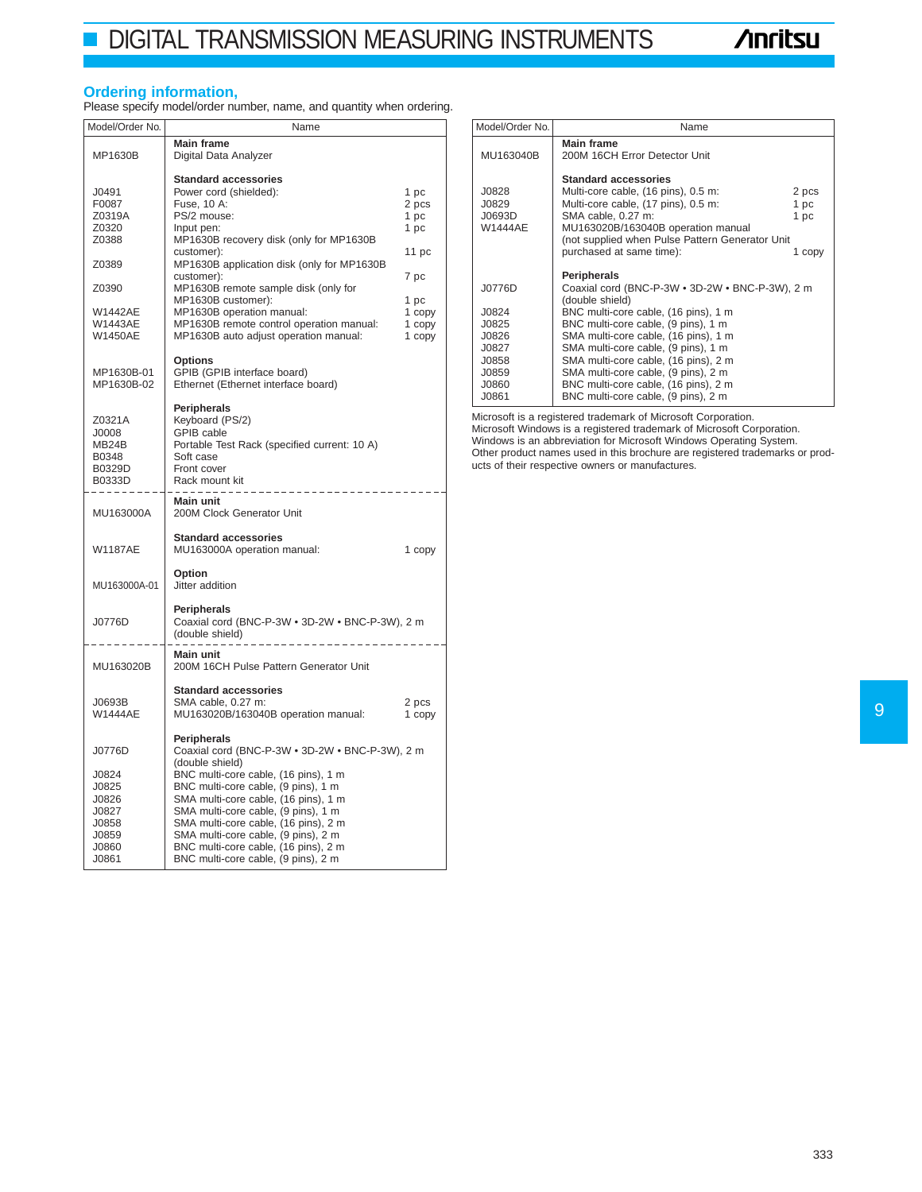### Ordering information,

Please specify model/order number, name, and quantity when ordering.

| Model/Order No. | Name | |
|---|---|---|
| | **Main frame** | |
| MP1630B | Digital Data Analyzer | |
| | **Standard accessories** | |
| J0491 | Power cord (shielded): | 1 pc |
| F0087 | Fuse, 10 A: | 2 pcs |
| Z0319A | PS/2 mouse: | 1 pc |
| Z0320 | Input pen: | 1 pc |
| Z0388 | MP1630B recovery disk (only for MP1630B customer): | 11 pc |
| Z0389 | MP1630B application disk (only for MP1630B customer): | 7 pc |
| Z0390 | MP1630B remote sample disk (only for MP1630B customer): | 1 pc |
| W1442AE | MP1630B operation manual: | 1 copy |
| W1443AE | MP1630B remote control operation manual: | 1 copy |
| W1450AE | MP1630B auto adjust operation manual: | 1 copy |
| | **Options** | |
| MP1630B-01 | GPIB (GPIB interface board) | |
| MP1630B-02 | Ethernet (Ethernet interface board) | |
| | **Peripherals** | |
| Z0321A | Keyboard (PS/2) | |
| J0008 | GPIB cable | |
| MB24B | Portable Test Rack (specified current: 10 A) | |
| B0348 | Soft case | |
| B0329D | Front cover | |
| B0333D | Rack mount kit | |
| | **Main unit** | |
| MU163000A | 200M Clock Generator Unit | |
| | **Standard accessories** | |
| W1187AE | MU163000A operation manual: | 1 copy |
| | **Option** | |
| MU163000A-01 | Jitter addition | |
| | **Peripherals** | |
| J0776D | Coaxial cord (BNC-P-3W • 3D-2W • BNC-P-3W), 2 m (double shield) | |
| | **Main unit** | |
| MU163020B | 200M 16CH Pulse Pattern Generator Unit | |
| | **Standard accessories** | |
| J0693B | SMA cable, 0.27 m: | 2 pcs |
| W1444AE | MU163020B/163040B operation manual: | 1 copy |
| | **Peripherals** | |
| J0776D | Coaxial cord (BNC-P-3W • 3D-2W • BNC-P-3W), 2 m (double shield) | |
| J0824 | BNC multi-core cable, (16 pins), 1 m | |
| J0825 | BNC multi-core cable, (9 pins), 1 m | |
| J0826 | SMA multi-core cable, (16 pins), 1 m | |
| J0827 | SMA multi-core cable, (9 pins), 1 m | |
| J0858 | SMA multi-core cable, (16 pins), 2 m | |
| J0859 | SMA multi-core cable, (9 pins), 2 m | |
| J0860 | BNC multi-core cable, (16 pins), 2 m | |
| J0861 | BNC multi-core cable, (9 pins), 2 m | |

| Model/Order No. | Name | |
|---|---|---|
| | **Main frame** | |
| MU163040B | 200M 16CH Error Detector Unit | |
| | **Standard accessories** | |
| J0828 | Multi-core cable, (16 pins), 0.5 m: | 2 pcs |
| J0829 | Multi-core cable, (17 pins), 0.5 m: | 1 pc |
| J0693D | SMA cable, 0.27 m: | 1 pc |
| W1444AE | MU163020B/163040B operation manual (not supplied when Pulse Pattern Generator Unit purchased at same time): | 1 copy |
| | **Peripherals** | |
| J0776D | Coaxial cord (BNC-P-3W • 3D-2W • BNC-P-3W), 2 m (double shield) | |
| J0824 | BNC multi-core cable, (16 pins), 1 m | |
| J0825 | BNC multi-core cable, (9 pins), 1 m | |
| J0826 | SMA multi-core cable, (16 pins), 1 m | |
| J0827 | SMA multi-core cable, (9 pins), 1 m | |
| J0858 | SMA multi-core cable, (16 pins), 2 m | |
| J0859 | SMA multi-core cable, (9 pins), 2 m | |
| J0860 | BNC multi-core cable, (16 pins), 2 m | |
| J0861 | BNC multi-core cable, (9 pins), 2 m | |

Microsoft is a registered trademark of Microsoft Corporation.
Microsoft Windows is a registered trademark of Microsoft Corporation.
Windows is an abbreviation for Microsoft Windows Operating System.
Other product names used in this brochure are registered trademarks or products of their respective owners or manufactures.